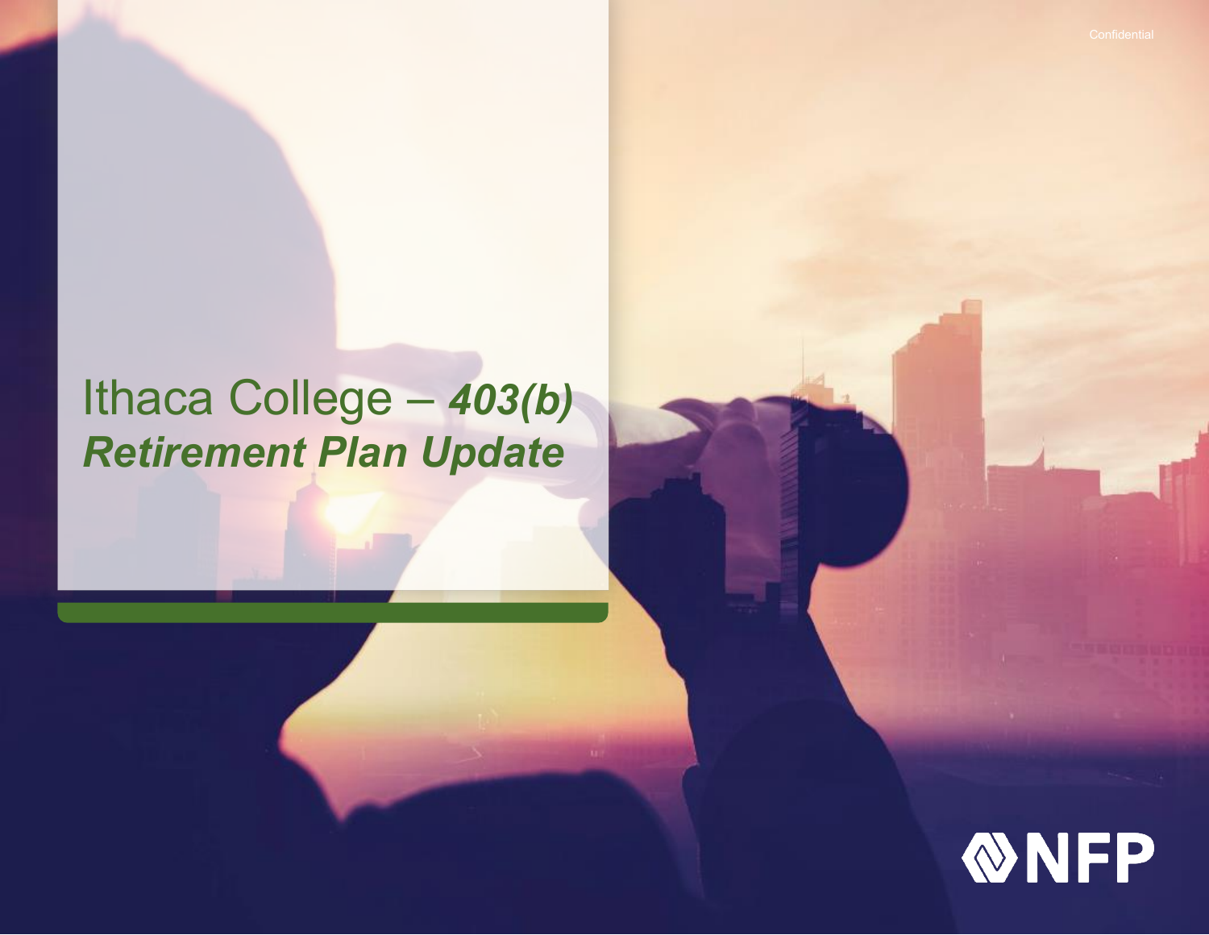Confidential

# Ithaca College – ***403(b) Retirement Plan Update***

NFP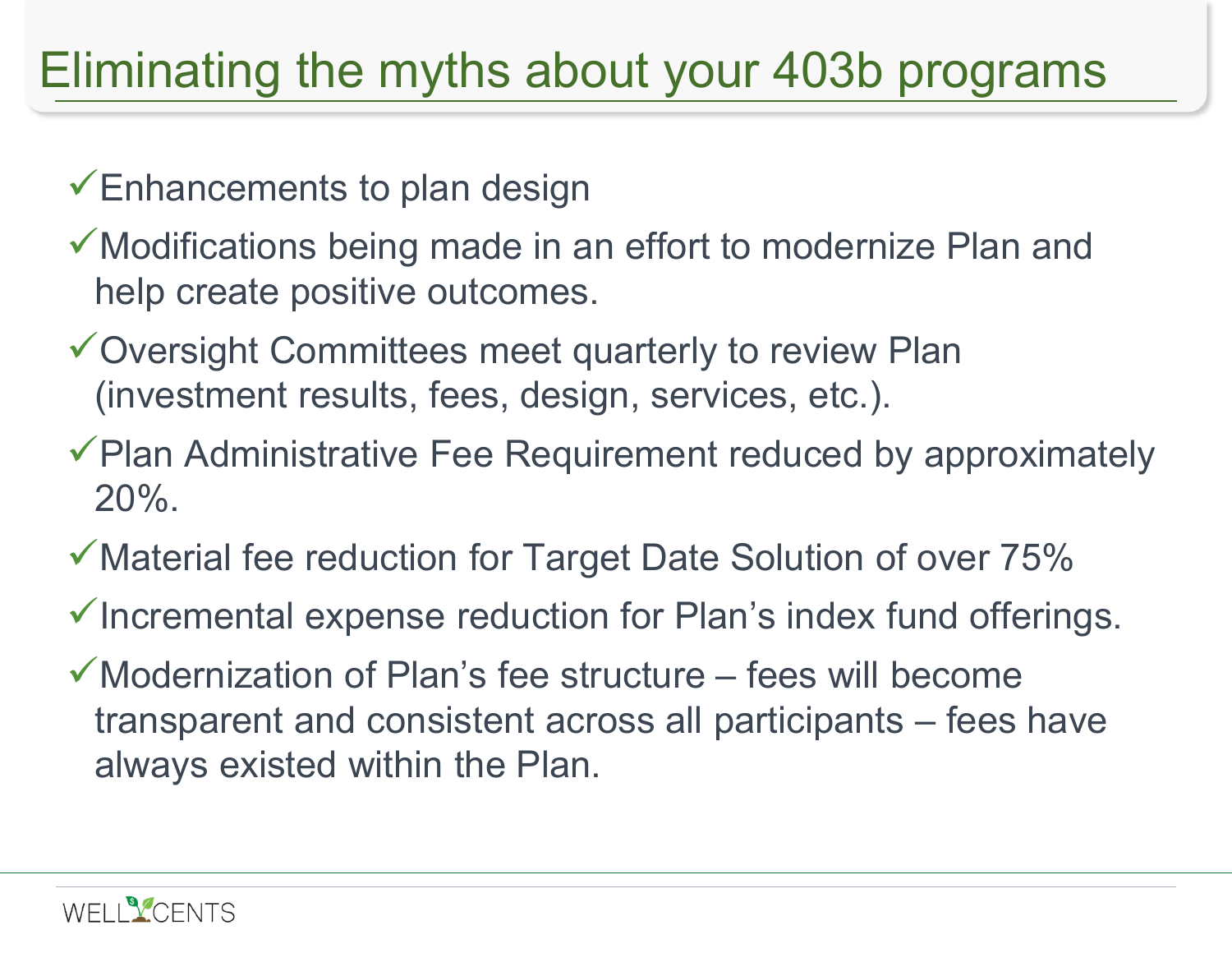# Eliminating the myths about your 403b programs

- ✓Enhancements to plan design
- ✓Modifications being made in an effort to modernize Plan and help create positive outcomes.
- ✓Oversight Committees meet quarterly to review Plan (investment results, fees, design, services, etc.).
- ✓Plan Administrative Fee Requirement reduced by approximately 20%.
- ✓Material fee reduction for Target Date Solution of over 75%
- ✓Incremental expense reduction for Plan's index fund offerings.
- ✓Modernization of Plan's fee structure – fees will become transparent and consistent across all participants – fees have always existed within the Plan.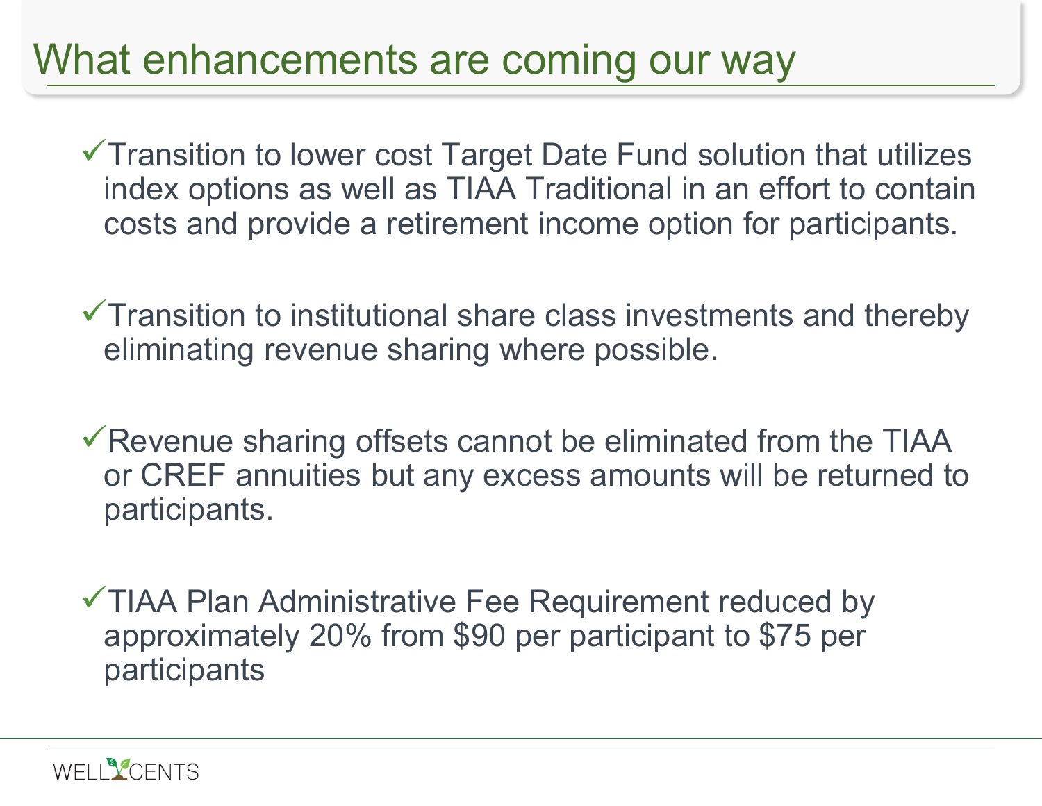# What enhancements are coming our way

- ✓Transition to lower cost Target Date Fund solution that utilizes index options as well as TIAA Traditional in an effort to contain costs and provide a retirement income option for participants.

- ✓Transition to institutional share class investments and thereby eliminating revenue sharing where possible.

- ✓Revenue sharing offsets cannot be eliminated from the TIAA or CREF annuities but any excess amounts will be returned to participants.

- ✓TIAA Plan Administrative Fee Requirement reduced by approximately 20% from $90 per participant to $75 per participants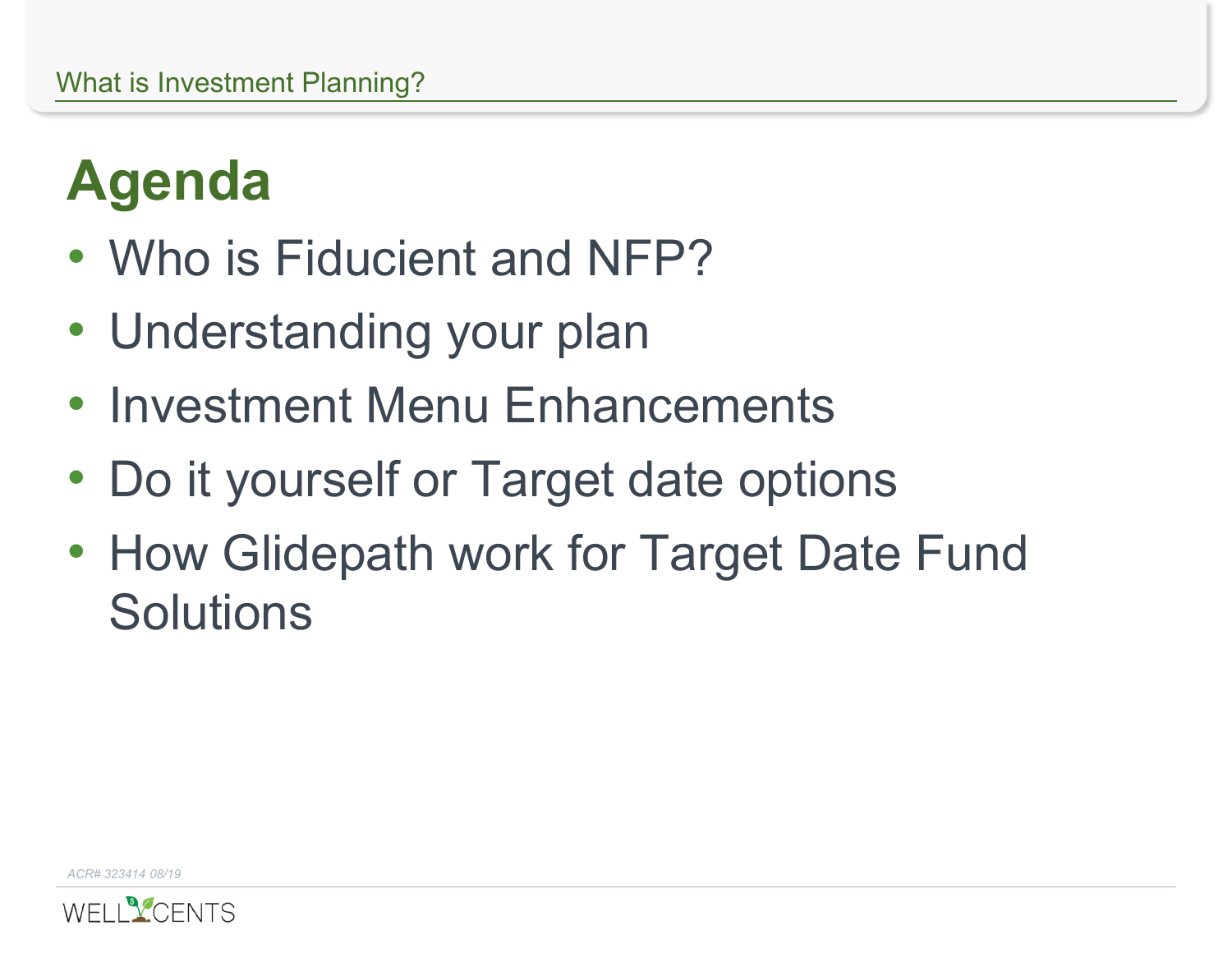# Agenda

- Who is Fiducient and NFP?
- Understanding your plan
- Investment Menu Enhancements
- Do it yourself or Target date options
- How Glidepath work for Target Date Fund Solutions

*ACR# 323414 08/19*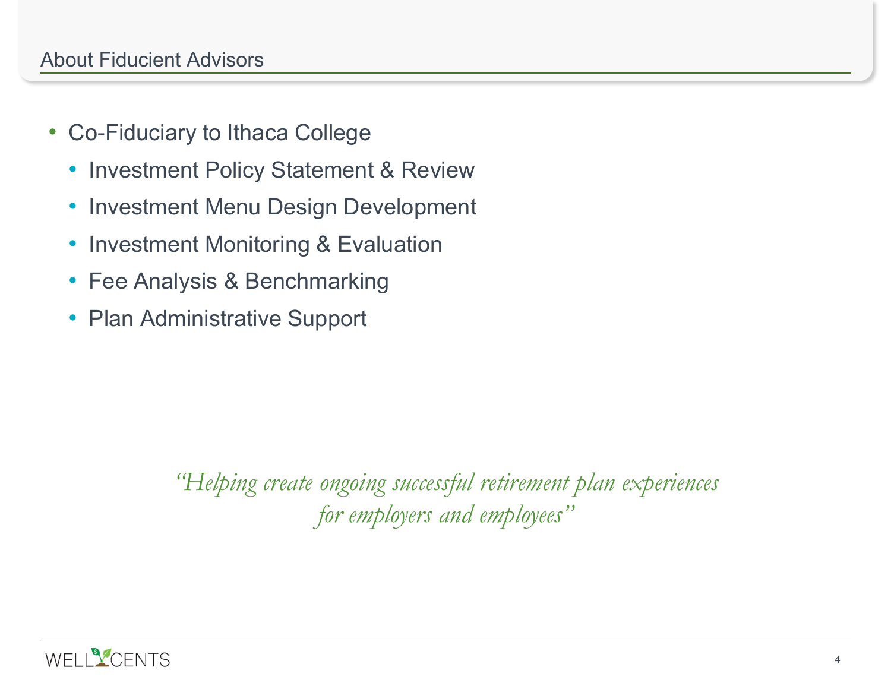## About Fiducient Advisors

- Co-Fiduciary to Ithaca College
  - Investment Policy Statement & Review
  - Investment Menu Design Development
  - Investment Monitoring & Evaluation
  - Fee Analysis & Benchmarking
  - Plan Administrative Support

*"Helping create ongoing successful retirement plan experiences for employers and employees"*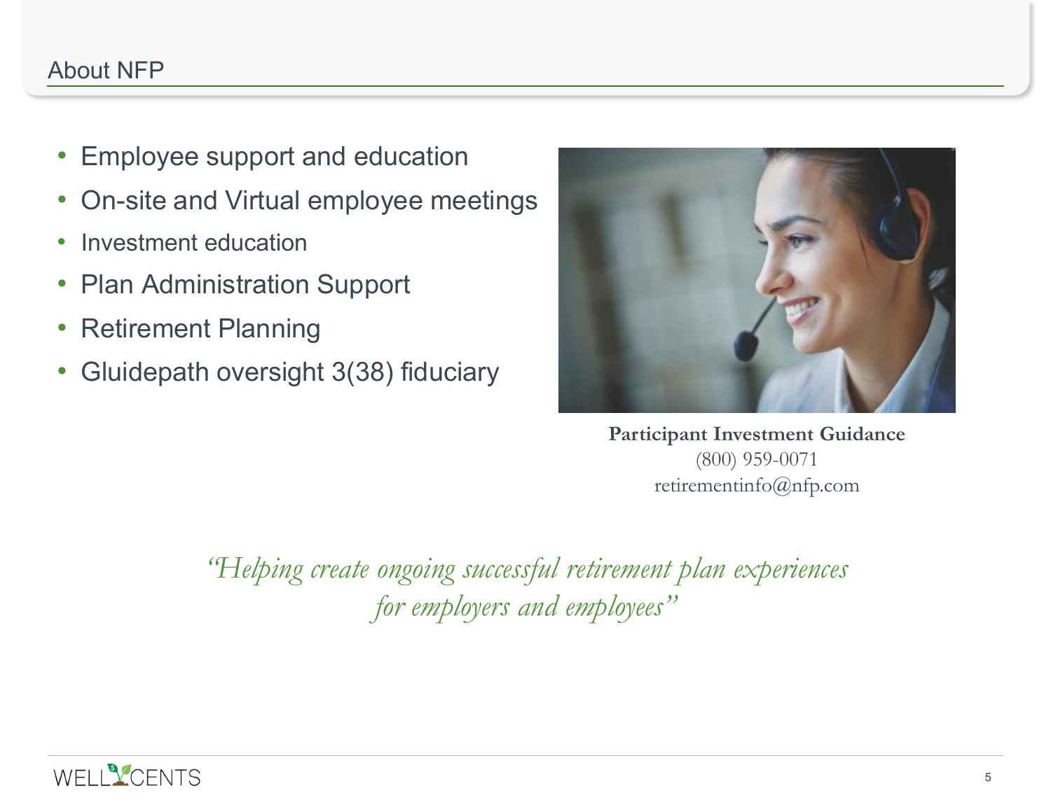## About NFP

- Employee support and education
- On-site and Virtual employee meetings
- Investment education
- Plan Administration Support
- Retirement Planning
- Gluidepath oversight 3(38) fiduciary

**Participant Investment Guidance**
(800) 959-0071
retirementinfo@nfp.com

*"Helping create ongoing successful retirement plan experiences for employers and employees"*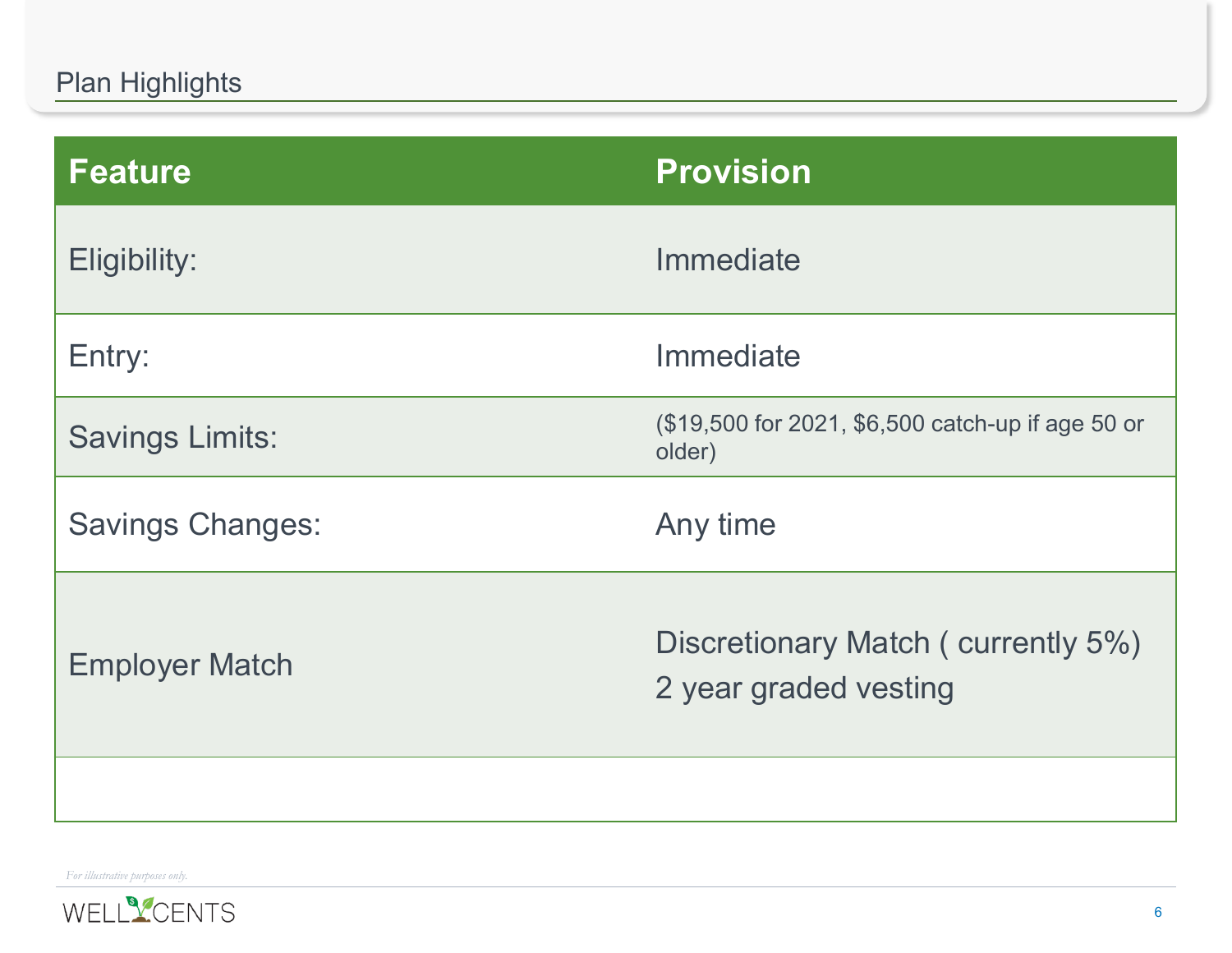## Plan Highlights

| Feature | Provision |
|---|---|
| Eligibility: | Immediate |
| Entry: | Immediate |
| Savings Limits: | ($19,500 for 2021, $6,500 catch-up if age 50 or older) |
| Savings Changes: | Any time |
| Employer Match | Discretionary Match ( currently 5%)<br>2 year graded vesting |
| | |

*For illustrative purposes only.*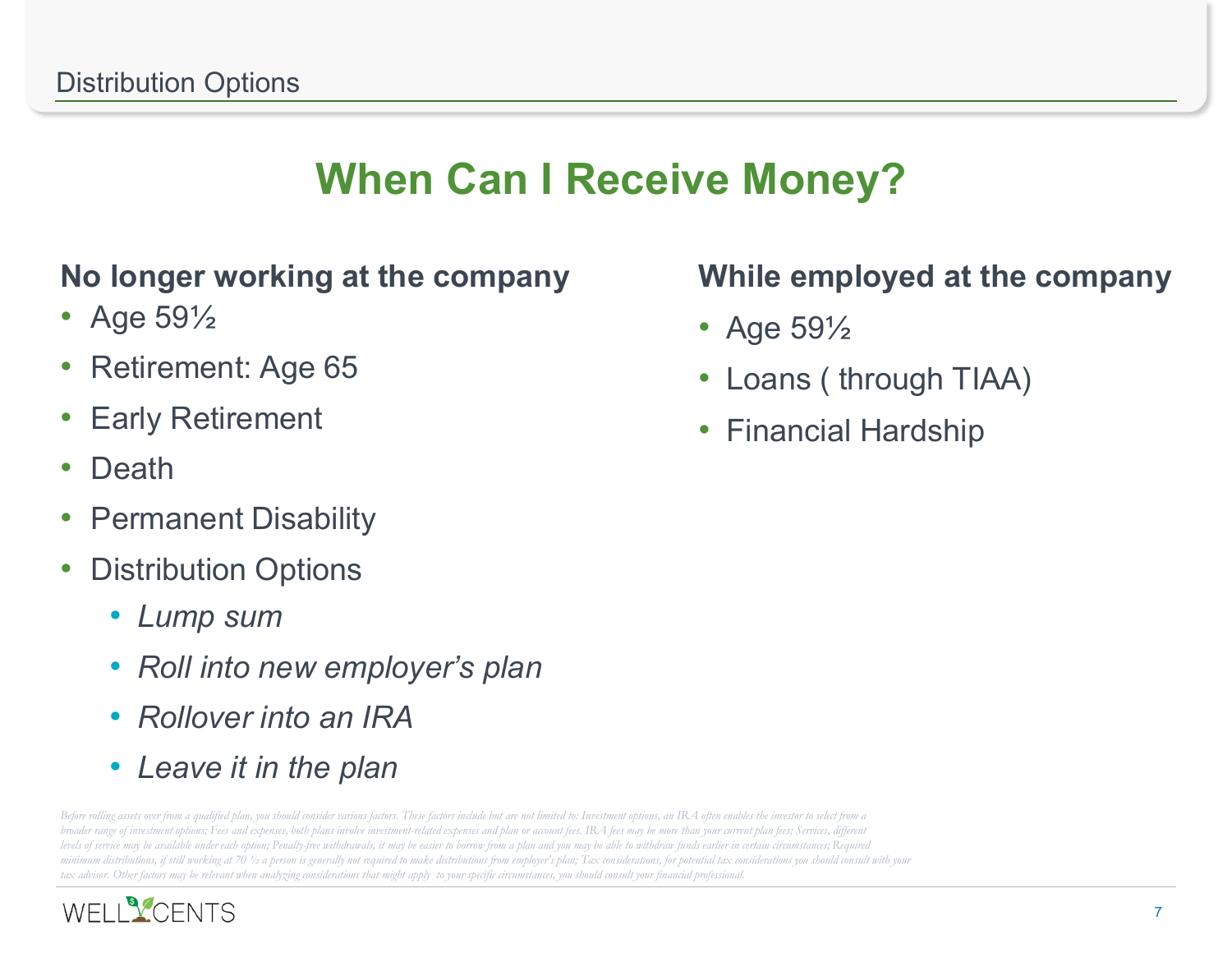Distribution Options

# When Can I Receive Money?

### No longer working at the company

- Age 59½
- Retirement: Age 65
- Early Retirement
- Death
- Permanent Disability
- Distribution Options
  - *Lump sum*
  - *Roll into new employer's plan*
  - *Rollover into an IRA*
  - *Leave it in the plan*

### While employed at the company

- Age 59½
- Loans ( through TIAA)
- Financial Hardship

*Before rolling assets over from a qualified plan, you should consider various factors. These factors include but are not limited to: Investment options, an IRA often enables the investor to select from a broader range of investment options; Fees and expenses, both plans involve investment-related expenses and plan or account fees. IRA fees may be more than your current plan fees; Services, different levels of service may be available under each option; Penalty-free withdrawals, it may be easier to borrow from a plan and you may be able to withdraw funds earlier in certain circumstances; Required minimum distributions, if still working at 70 ½ a person is generally not required to make distributions from employer's plan; Tax considerations, for potential tax considerations you should consult with your tax advisor. Other factors may be relevant when analyzing considerations that might apply to your specific circumstances, you should consult your financial professional.*

WELL CENTS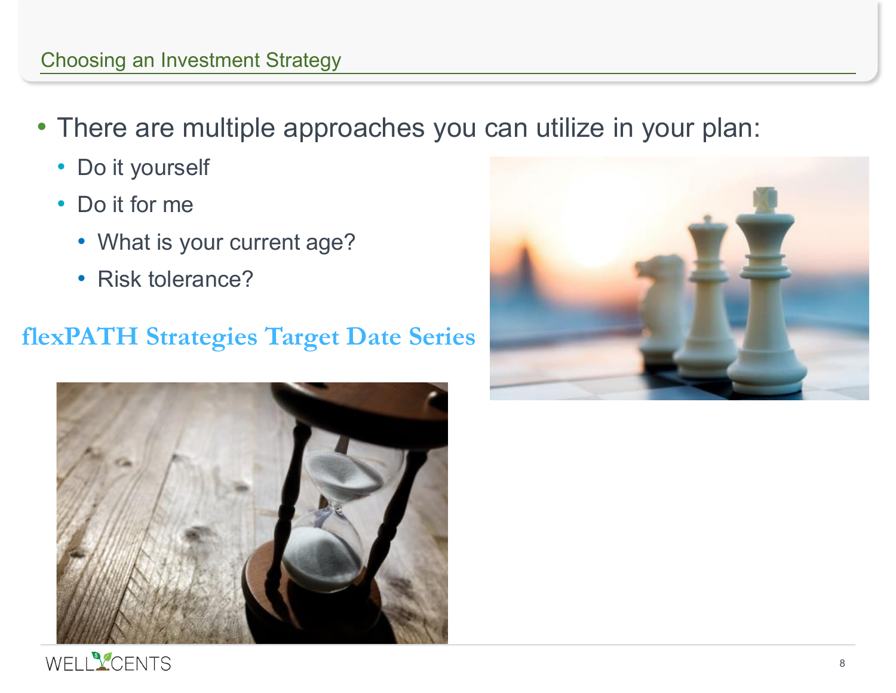## Choosing an Investment Strategy

- There are multiple approaches you can utilize in your plan:
  - Do it yourself
  - Do it for me
    - What is your current age?
    - Risk tolerance?

**flexPATH Strategies Target Date Series**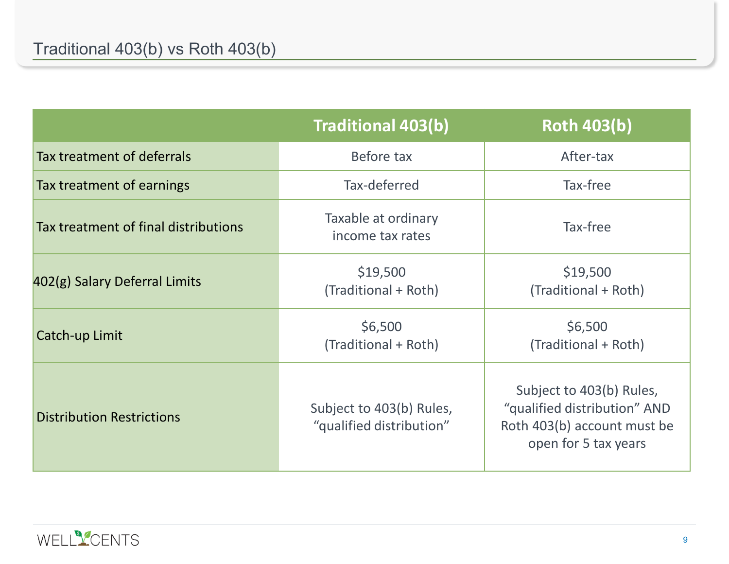# Traditional 403(b) vs Roth 403(b)

| | Traditional 403(b) | Roth 403(b) |
|---|---|---|
| Tax treatment of deferrals | Before tax | After-tax |
| Tax treatment of earnings | Tax-deferred | Tax-free |
| Tax treatment of final distributions | Taxable at ordinary income tax rates | Tax-free |
| 402(g) Salary Deferral Limits | $19,500 (Traditional + Roth) | $19,500 (Traditional + Roth) |
| Catch-up Limit | $6,500 (Traditional + Roth) | $6,500 (Traditional + Roth) |
| Distribution Restrictions | Subject to 403(b) Rules, "qualified distribution" | Subject to 403(b) Rules, "qualified distribution" AND Roth 403(b) account must be open for 5 tax years |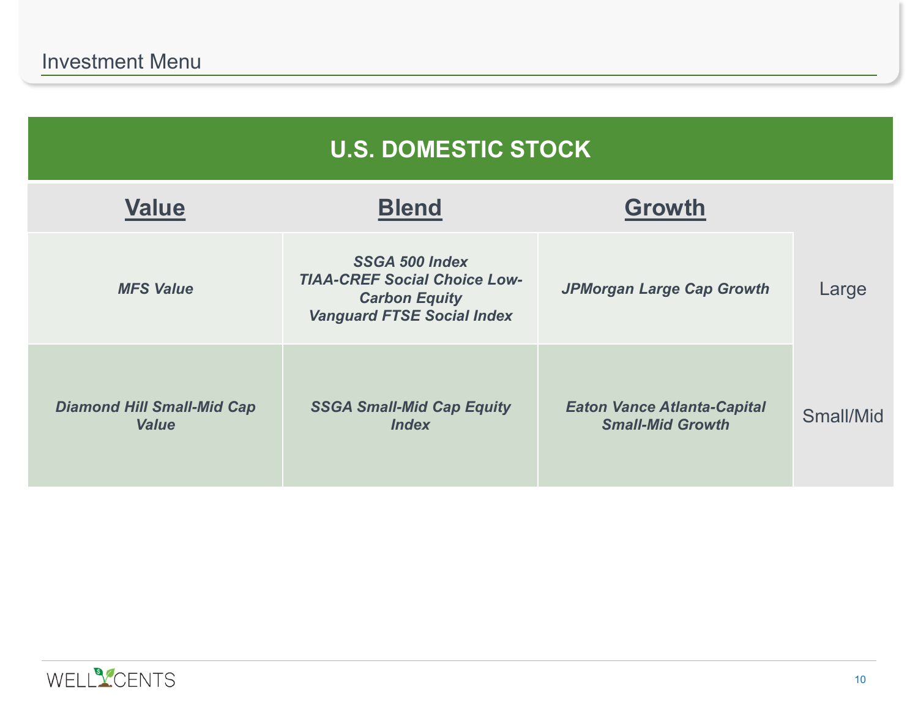# Investment Menu

## U.S. DOMESTIC STOCK

| Value | Blend | Growth | |
|---|---|---|---|
| *MFS Value* | *SSGA 500 Index*<br>*TIAA-CREF Social Choice Low-Carbon Equity*<br>*Vanguard FTSE Social Index* | *JPMorgan Large Cap Growth* | Large |
| *Diamond Hill Small-Mid Cap Value* | *SSGA Small-Mid Cap Equity Index* | *Eaton Vance Atlanta-Capital Small-Mid Growth* | Small/Mid |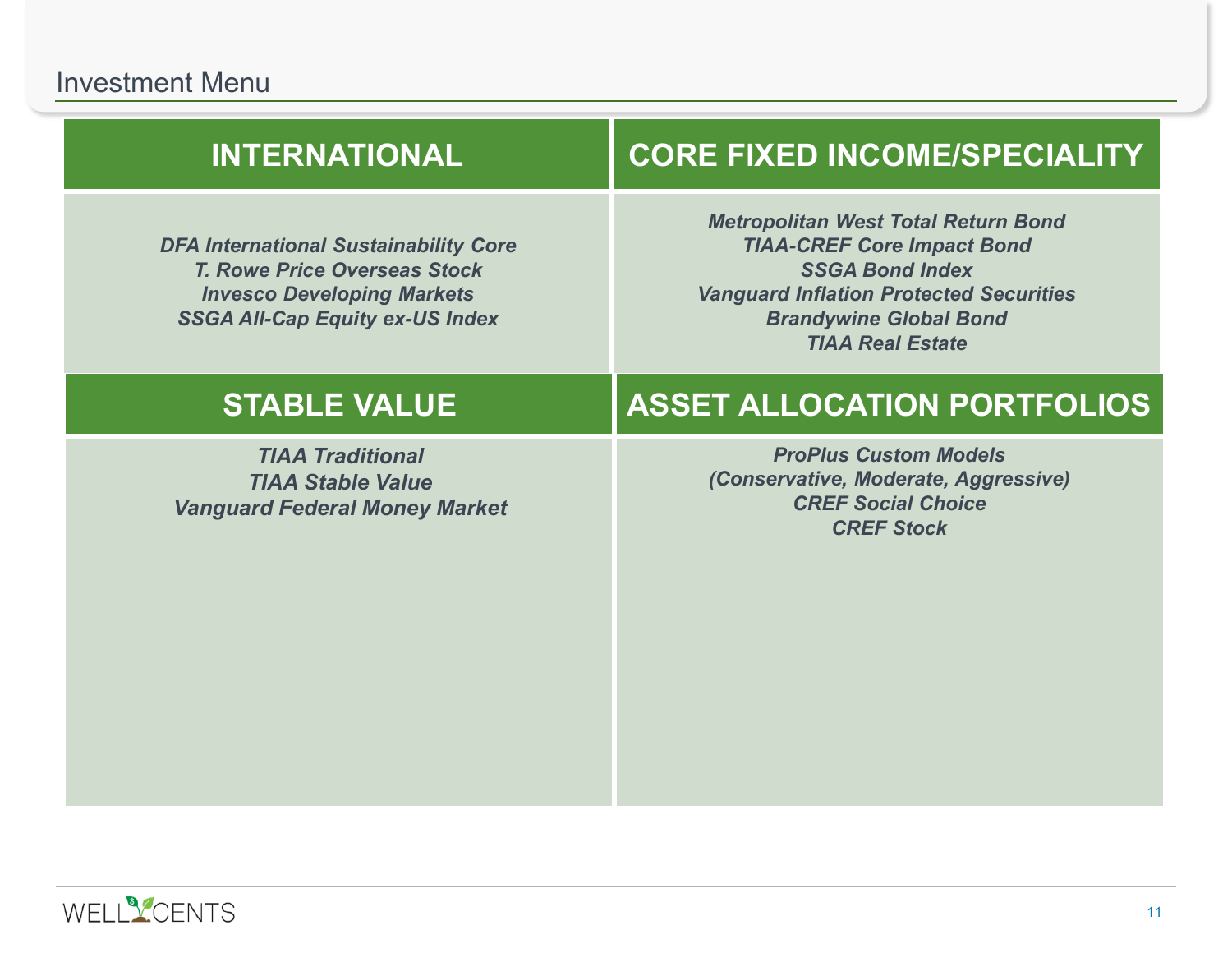# Investment Menu

## INTERNATIONAL

*DFA International Sustainability Core*
*T. Rowe Price Overseas Stock*
*Invesco Developing Markets*
*SSGA All-Cap Equity ex-US Index*

## CORE FIXED INCOME/SPECIALITY

*Metropolitan West Total Return Bond*
*TIAA-CREF Core Impact Bond*
*SSGA Bond Index*
*Vanguard Inflation Protected Securities*
*Brandywine Global Bond*
*TIAA Real Estate*

## STABLE VALUE

*TIAA Traditional*
*TIAA Stable Value*
*Vanguard Federal Money Market*

## ASSET ALLOCATION PORTFOLIOS

*ProPlus Custom Models*
*(Conservative, Moderate, Aggressive)*
*CREF Social Choice*
*CREF Stock*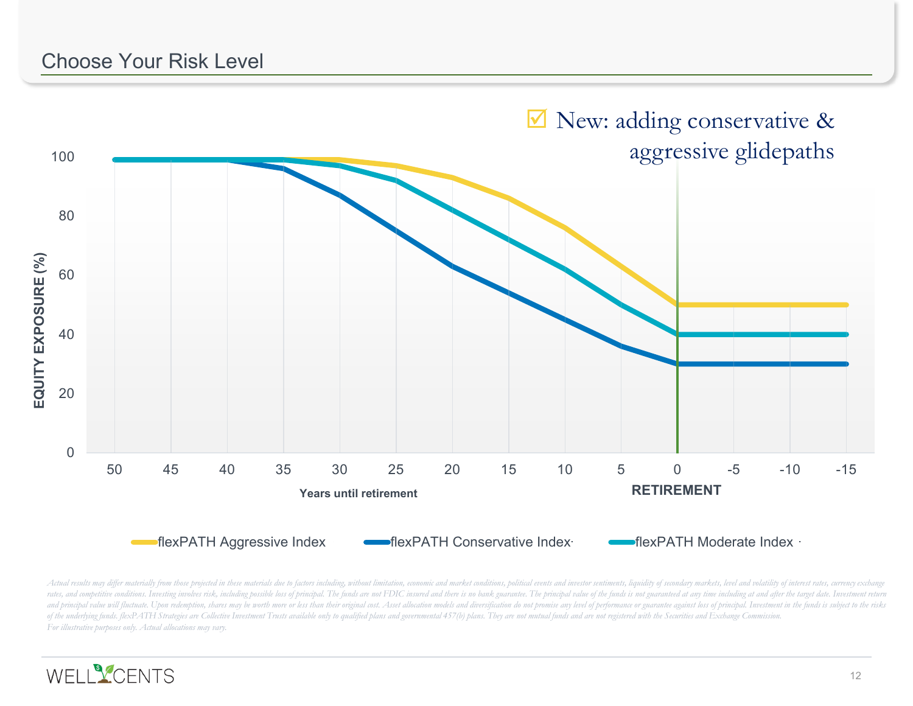# Choose Your Risk Level

☑ New: adding conservative & aggressive glidepaths

EQUITY EXPOSURE (%)

100
80
60
40
20
0

50 45 40 35 30 25 20 15 10 5 0 -5 -10 -15

Years until retirement

RETIREMENT

flexPATH Aggressive Index    flexPATH Conservative Index·    flexPATH Moderate Index ·

*Actual results may differ materially from those projected in these materials due to factors including, without limitation, economic and market conditions, political events and investor sentiments, liquidity of secondary markets, level and volatility of interest rates, currency exchange rates, and competitive conditions. Investing involves risk, including possible loss of principal. The funds are not FDIC insured and there is no bank guarantee. The principal value of the funds is not guaranteed at any time including at and after the target date. Investment return and principal value will fluctuate. Upon redemption, shares may be worth more or less than their original cost. Asset allocation models and diversification do not promise any level of performance or guarantee against loss of principal. Investment in the funds is subject to the risks of the underlying funds. flexPATH Strategies are Collective Investment Trusts available only to qualified plans and governmental 457(b) plans. They are not mutual funds and are not registered with the Securities and Exchange Commission.*
*For illustrative purposes only. Actual allocations may vary.*

WELLCENTS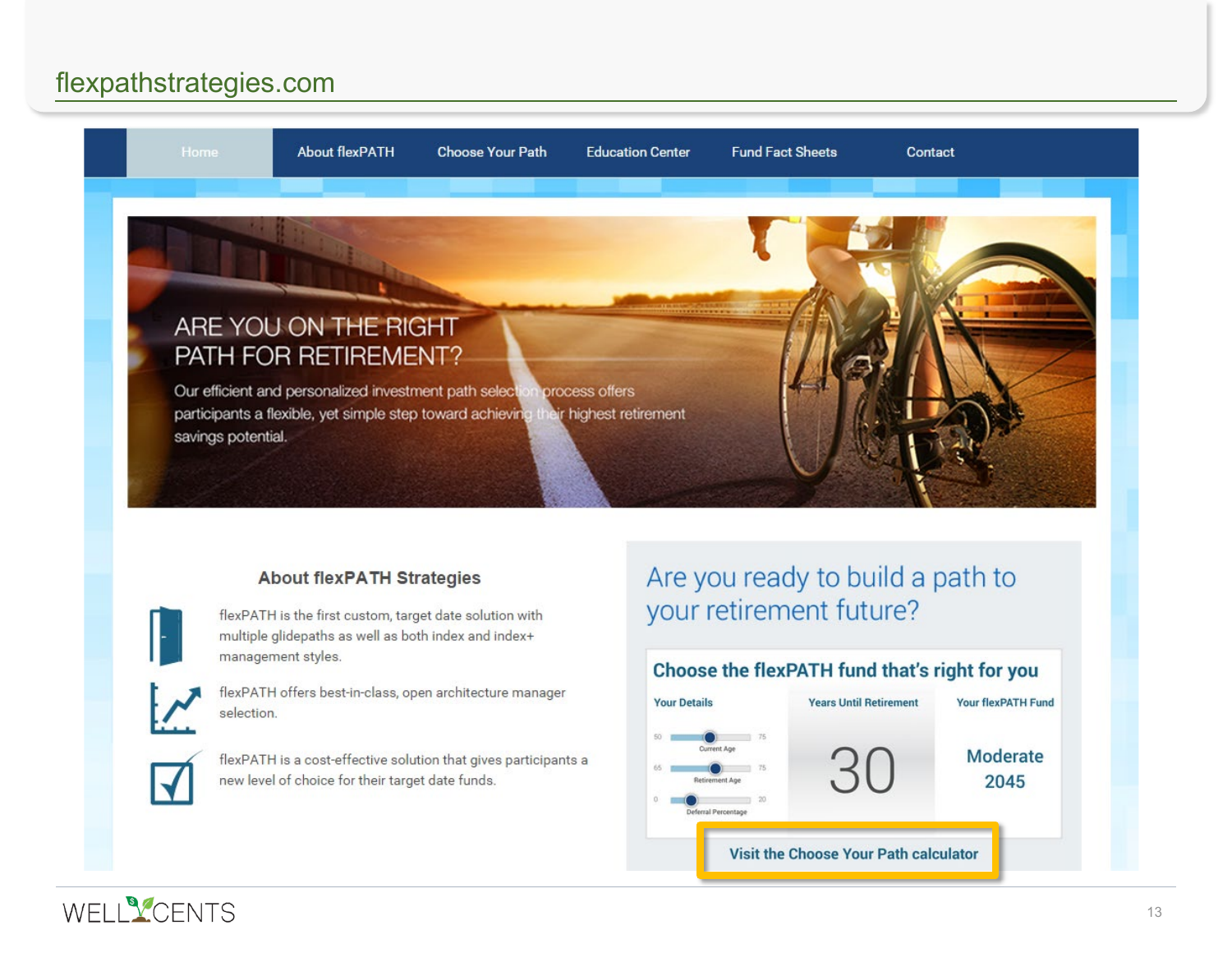# flexpathstrategies.com

Home | About flexPATH | Choose Your Path | Education Center | Fund Fact Sheets | Contact

ARE YOU ON THE RIGHT PATH FOR RETIREMENT?

Our efficient and personalized investment path selection process offers participants a flexible, yet simple step toward achieving their highest retirement savings potential.

### About flexPATH Strategies

- flexPATH is the first custom, target date solution with multiple glidepaths as well as both index and index+ management styles.
- flexPATH offers best-in-class, open architecture manager selection.
- flexPATH is a cost-effective solution that gives participants a new level of choice for their target date funds.

## Are you ready to build a path to your retirement future?

**Choose the flexPATH fund that's right for you**

| Your Details | Years Until Retirement | Your flexPATH Fund |
|---|---|---|
| Current Age (50–75)<br>Retirement Age (65–75)<br>Deferral Percentage (0–20) | 30 | Moderate 2045 |

**Visit the Choose Your Path calculator**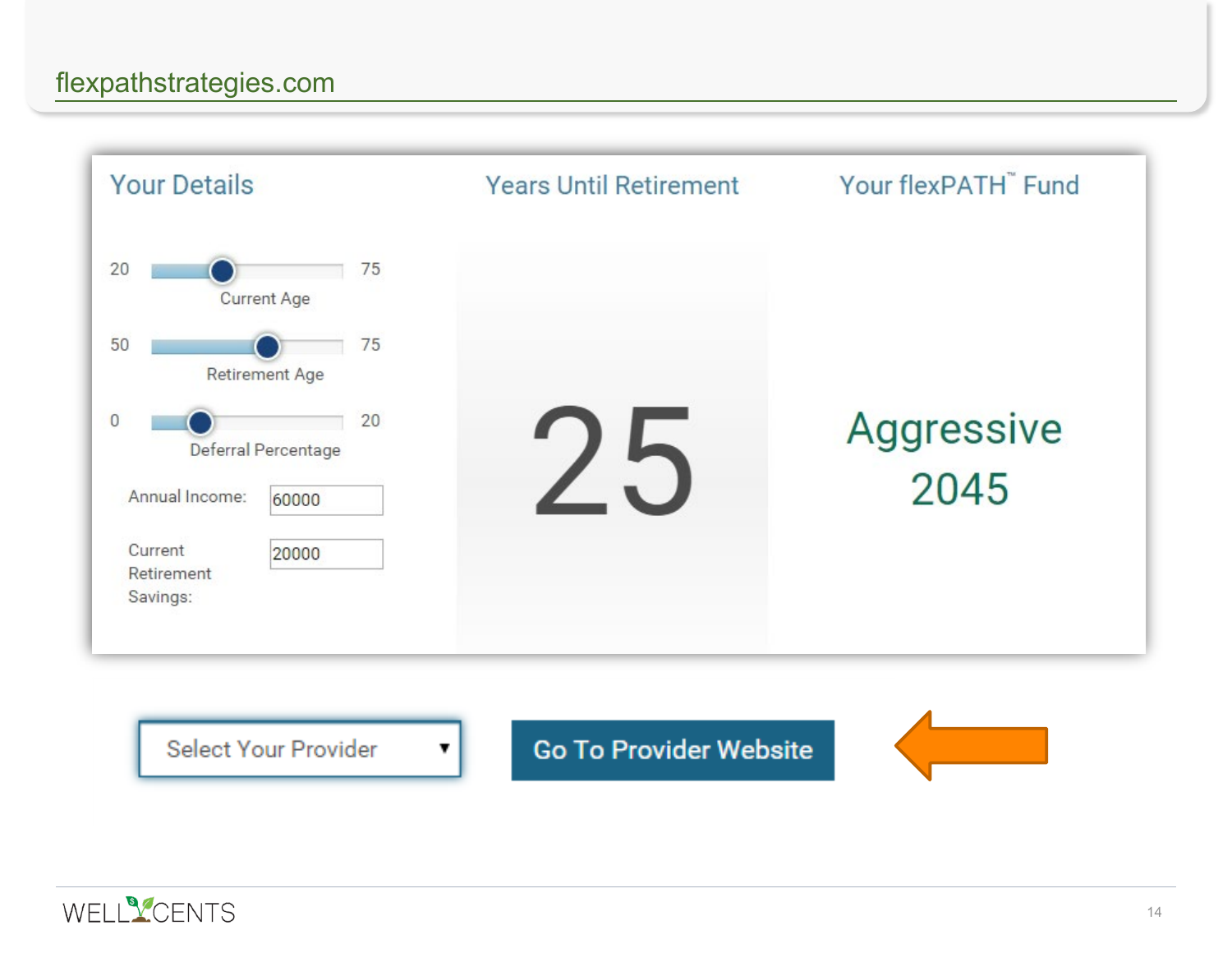## flexpathstrategies.com

| Your Details | Years Until Retirement | Your flexPATH™ Fund |
| --- | --- | --- |
| Current Age (20 – 75) | 25 | Aggressive 2045 |
| Retirement Age (50 – 75) | | |
| Deferral Percentage (0 – 20) | | |
| Annual Income: 60000 | | |
| Current Retirement Savings: 20000 | | |

Select Your Provider ▾

**Go To Provider Website**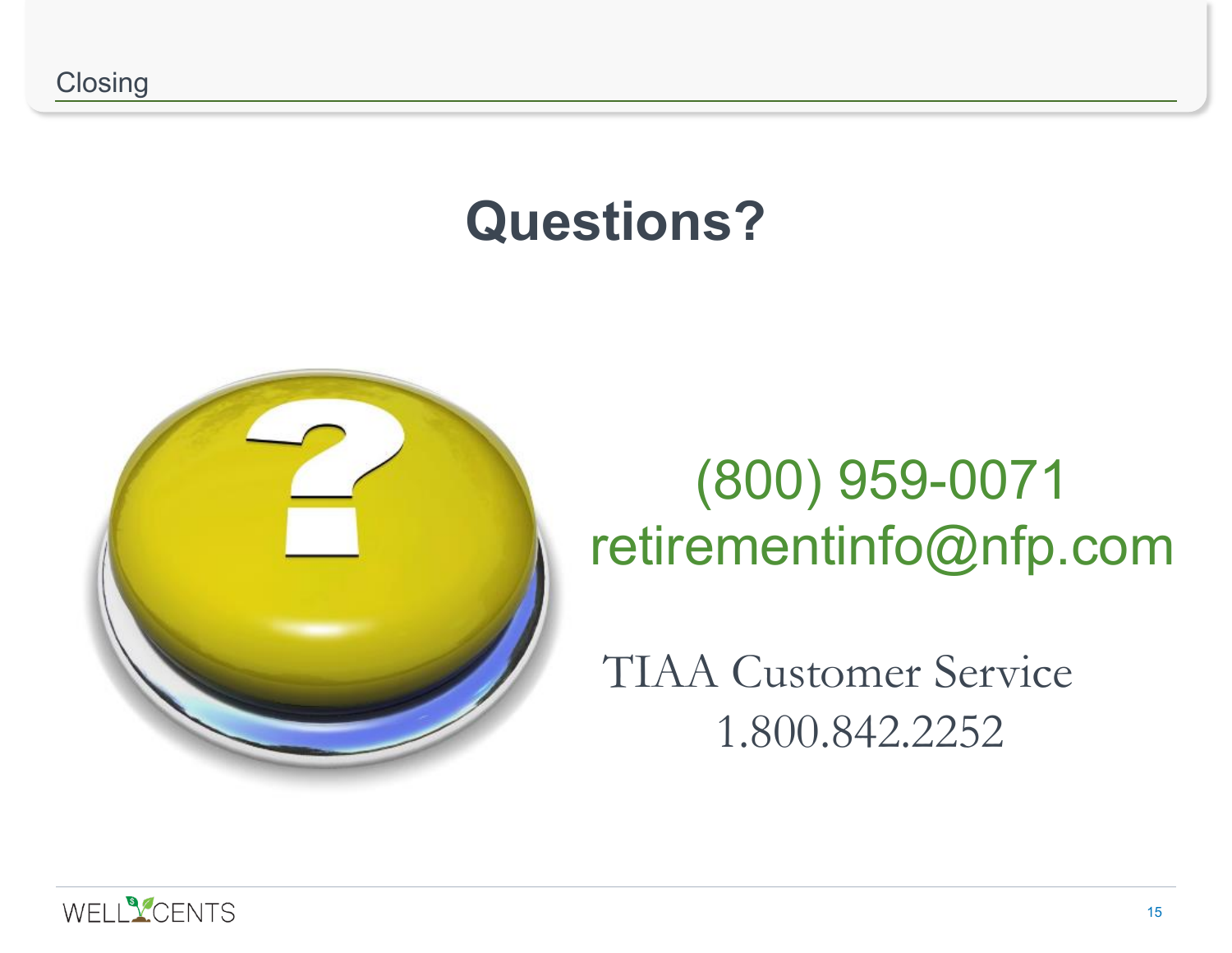Closing

# Questions?

(800) 959-0071
retirementinfo@nfp.com

TIAA Customer Service
1.800.842.2252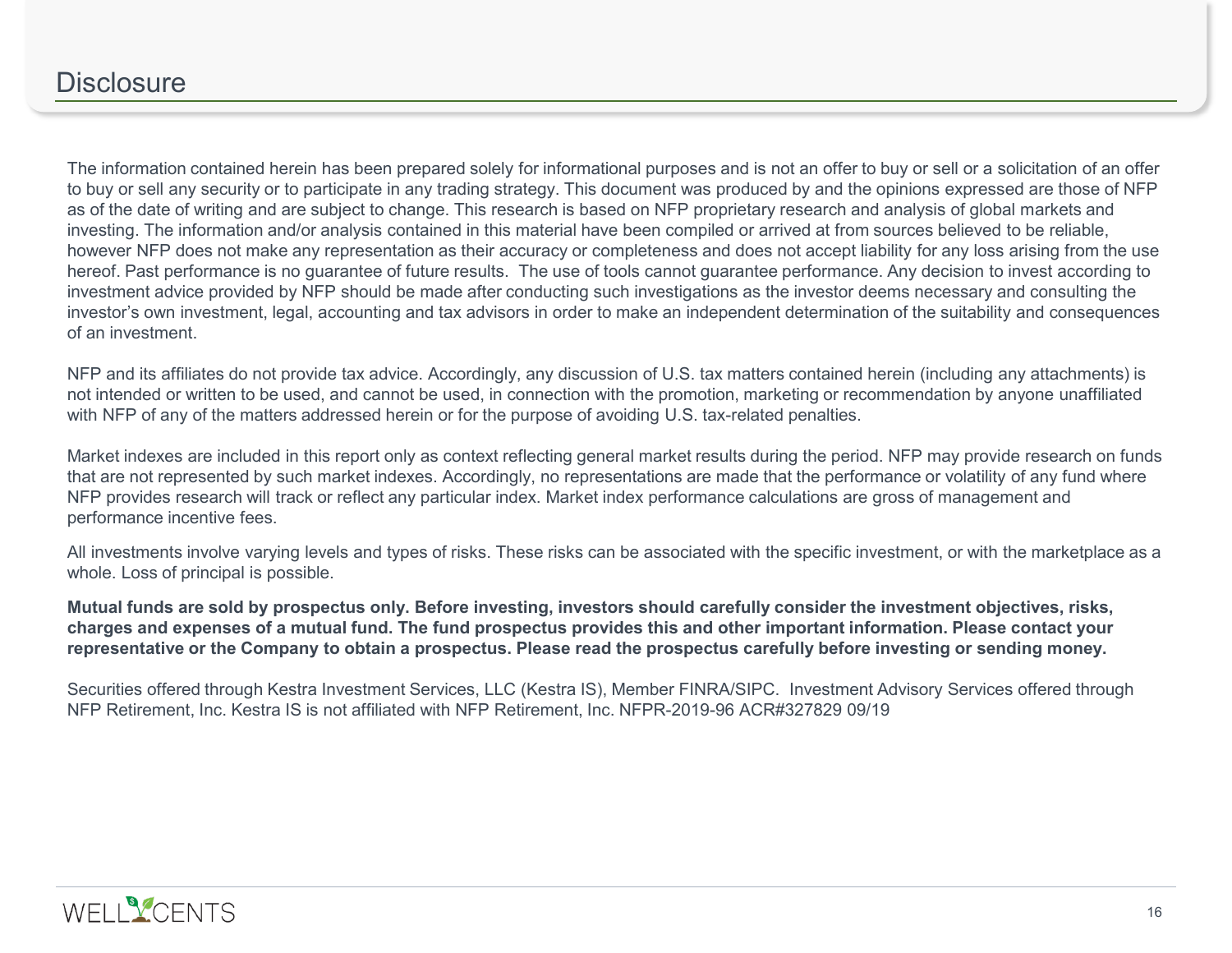# Disclosure

The information contained herein has been prepared solely for informational purposes and is not an offer to buy or sell or a solicitation of an offer to buy or sell any security or to participate in any trading strategy. This document was produced by and the opinions expressed are those of NFP as of the date of writing and are subject to change. This research is based on NFP proprietary research and analysis of global markets and investing. The information and/or analysis contained in this material have been compiled or arrived at from sources believed to be reliable, however NFP does not make any representation as their accuracy or completeness and does not accept liability for any loss arising from the use hereof. Past performance is no guarantee of future results. The use of tools cannot guarantee performance. Any decision to invest according to investment advice provided by NFP should be made after conducting such investigations as the investor deems necessary and consulting the investor's own investment, legal, accounting and tax advisors in order to make an independent determination of the suitability and consequences of an investment.

NFP and its affiliates do not provide tax advice. Accordingly, any discussion of U.S. tax matters contained herein (including any attachments) is not intended or written to be used, and cannot be used, in connection with the promotion, marketing or recommendation by anyone unaffiliated with NFP of any of the matters addressed herein or for the purpose of avoiding U.S. tax-related penalties.

Market indexes are included in this report only as context reflecting general market results during the period. NFP may provide research on funds that are not represented by such market indexes. Accordingly, no representations are made that the performance or volatility of any fund where NFP provides research will track or reflect any particular index. Market index performance calculations are gross of management and performance incentive fees.

All investments involve varying levels and types of risks. These risks can be associated with the specific investment, or with the marketplace as a whole. Loss of principal is possible.

**Mutual funds are sold by prospectus only. Before investing, investors should carefully consider the investment objectives, risks, charges and expenses of a mutual fund. The fund prospectus provides this and other important information. Please contact your representative or the Company to obtain a prospectus. Please read the prospectus carefully before investing or sending money.**

Securities offered through Kestra Investment Services, LLC (Kestra IS), Member FINRA/SIPC. Investment Advisory Services offered through NFP Retirement, Inc. Kestra IS is not affiliated with NFP Retirement, Inc. NFPR-2019-96 ACR#327829 09/19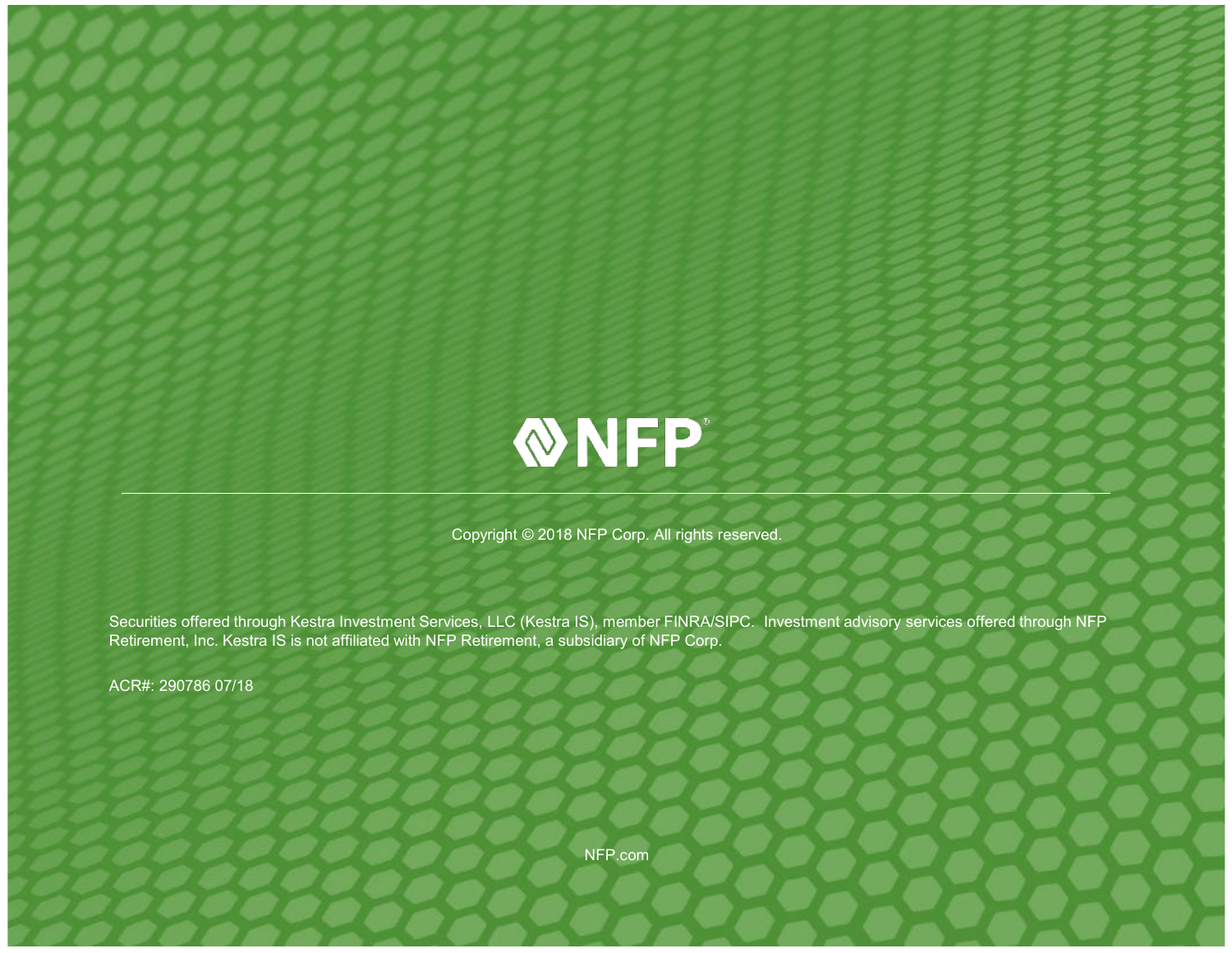NFP®

Copyright © 2018 NFP Corp. All rights reserved.

Securities offered through Kestra Investment Services, LLC (Kestra IS), member FINRA/SIPC. Investment advisory services offered through NFP Retirement, Inc. Kestra IS is not affiliated with NFP Retirement, a subsidiary of NFP Corp.

ACR#: 290786 07/18

NFP.com